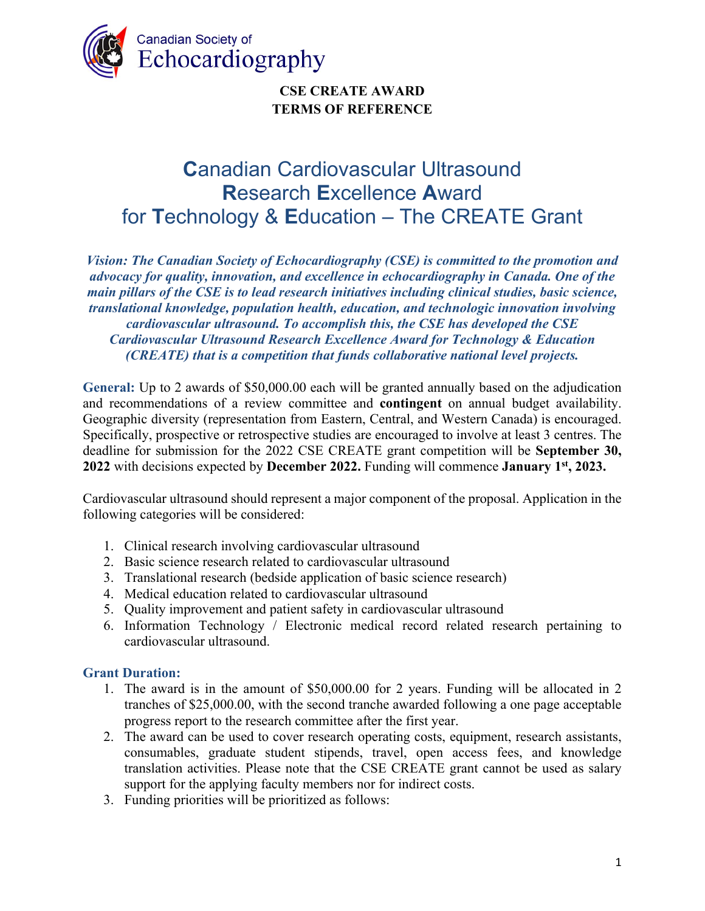Canadian Society of
Echocardiography

**CSE CREATE AWARD**
**TERMS OF REFERENCE**

# **C**anadian Cardiovascular Ultrasound **R**esearch **E**xcellence **A**ward for **T**echnology & **E**ducation – The CREATE Grant

***Vision: The Canadian Society of Echocardiography (CSE) is committed to the promotion and advocacy for quality, innovation, and excellence in echocardiography in Canada. One of the main pillars of the CSE is to lead research initiatives including clinical studies, basic science, translational knowledge, population health, education, and technologic innovation involving cardiovascular ultrasound. To accomplish this, the CSE has developed the CSE Cardiovascular Ultrasound Research Excellence Award for Technology & Education (CREATE) that is a competition that funds collaborative national level projects.***

**General:** Up to 2 awards of $50,000.00 each will be granted annually based on the adjudication and recommendations of a review committee and **contingent** on annual budget availability. Geographic diversity (representation from Eastern, Central, and Western Canada) is encouraged. Specifically, prospective or retrospective studies are encouraged to involve at least 3 centres. The deadline for submission for the 2022 CSE CREATE grant competition will be **September 30, 2022** with decisions expected by **December 2022.** Funding will commence **January 1st, 2023.**

Cardiovascular ultrasound should represent a major component of the proposal. Application in the following categories will be considered:

1. Clinical research involving cardiovascular ultrasound
2. Basic science research related to cardiovascular ultrasound
3. Translational research (bedside application of basic science research)
4. Medical education related to cardiovascular ultrasound
5. Quality improvement and patient safety in cardiovascular ultrasound
6. Information Technology / Electronic medical record related research pertaining to cardiovascular ultrasound.

**Grant Duration:**

1. The award is in the amount of $50,000.00 for 2 years. Funding will be allocated in 2 tranches of $25,000.00, with the second tranche awarded following a one page acceptable progress report to the research committee after the first year.
2. The award can be used to cover research operating costs, equipment, research assistants, consumables, graduate student stipends, travel, open access fees, and knowledge translation activities. Please note that the CSE CREATE grant cannot be used as salary support for the applying faculty members nor for indirect costs.
3. Funding priorities will be prioritized as follows: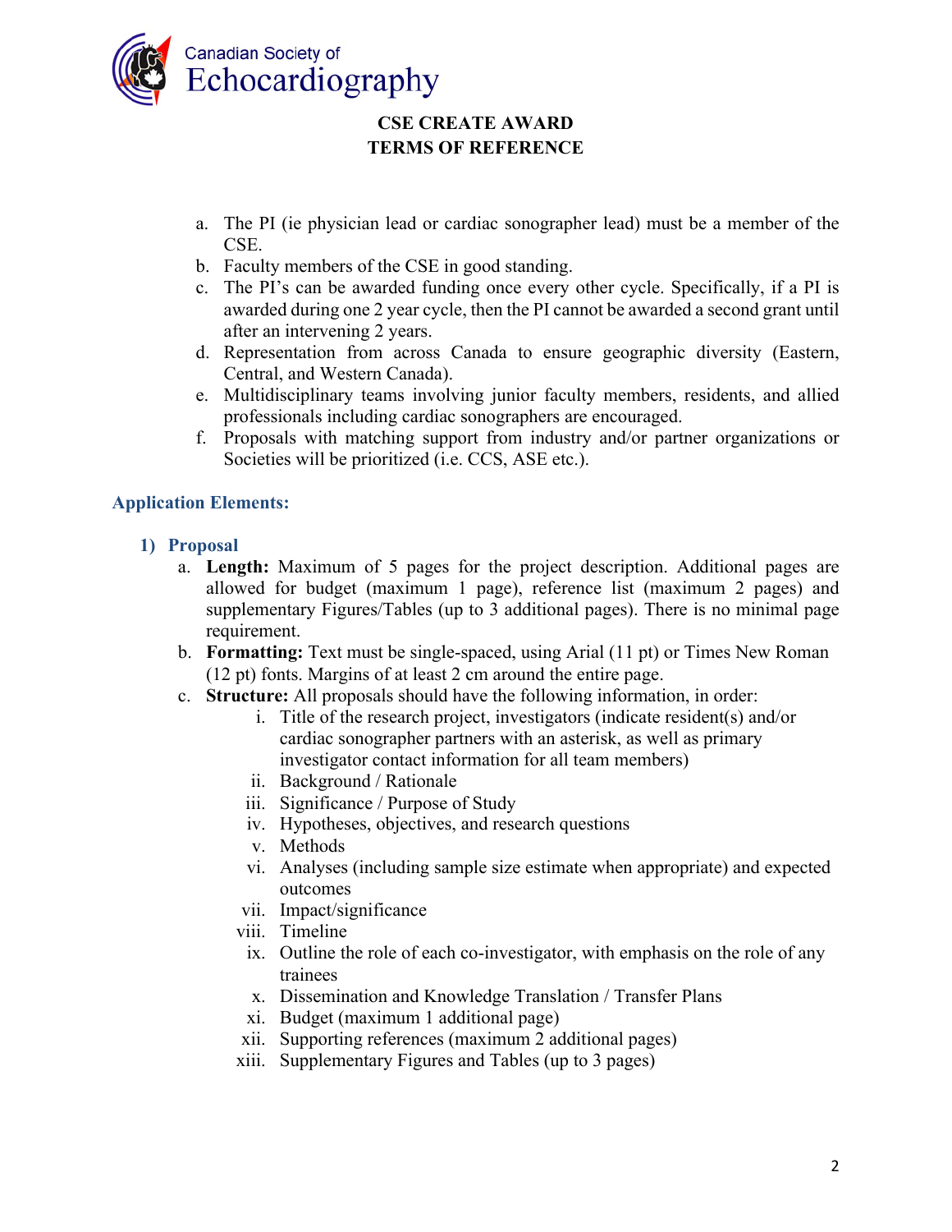# CSE CREATE AWARD
# TERMS OF REFERENCE

a. The PI (ie physician lead or cardiac sonographer lead) must be a member of the CSE.
b. Faculty members of the CSE in good standing.
c. The PI's can be awarded funding once every other cycle. Specifically, if a PI is awarded during one 2 year cycle, then the PI cannot be awarded a second grant until after an intervening 2 years.
d. Representation from across Canada to ensure geographic diversity (Eastern, Central, and Western Canada).
e. Multidisciplinary teams involving junior faculty members, residents, and allied professionals including cardiac sonographers are encouraged.
f. Proposals with matching support from industry and/or partner organizations or Societies will be prioritized (i.e. CCS, ASE etc.).

## Application Elements:

### 1) Proposal

a. **Length:** Maximum of 5 pages for the project description. Additional pages are allowed for budget (maximum 1 page), reference list (maximum 2 pages) and supplementary Figures/Tables (up to 3 additional pages). There is no minimal page requirement.
b. **Formatting:** Text must be single-spaced, using Arial (11 pt) or Times New Roman (12 pt) fonts. Margins of at least 2 cm around the entire page.
c. **Structure:** All proposals should have the following information, in order:
   i. Title of the research project, investigators (indicate resident(s) and/or cardiac sonographer partners with an asterisk, as well as primary investigator contact information for all team members)
   ii. Background / Rationale
   iii. Significance / Purpose of Study
   iv. Hypotheses, objectives, and research questions
   v. Methods
   vi. Analyses (including sample size estimate when appropriate) and expected outcomes
   vii. Impact/significance
   viii. Timeline
   ix. Outline the role of each co-investigator, with emphasis on the role of any trainees
   x. Dissemination and Knowledge Translation / Transfer Plans
   xi. Budget (maximum 1 additional page)
   xii. Supporting references (maximum 2 additional pages)
   xiii. Supplementary Figures and Tables (up to 3 pages)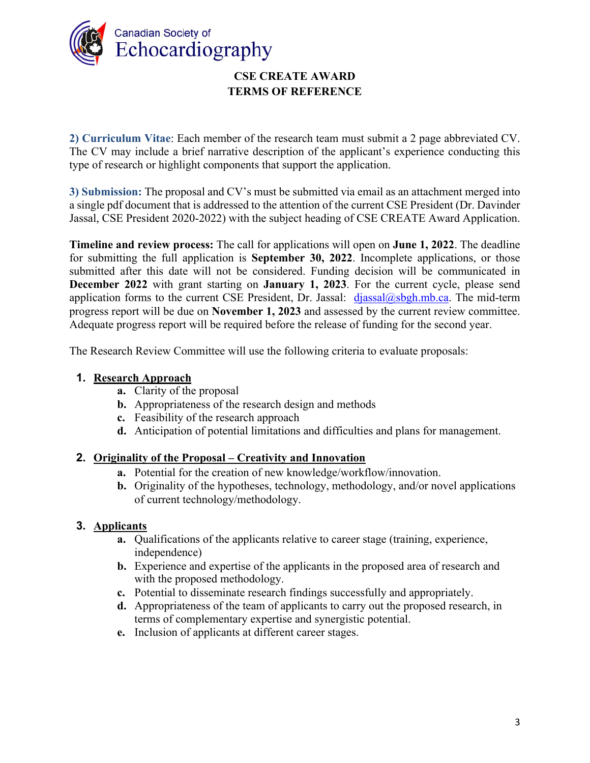**CSE CREATE AWARD**
**TERMS OF REFERENCE**

**2) Curriculum Vitae**: Each member of the research team must submit a 2 page abbreviated CV. The CV may include a brief narrative description of the applicant's experience conducting this type of research or highlight components that support the application.

**3) Submission:** The proposal and CV's must be submitted via email as an attachment merged into a single pdf document that is addressed to the attention of the current CSE President (Dr. Davinder Jassal, CSE President 2020-2022) with the subject heading of CSE CREATE Award Application.

**Timeline and review process:** The call for applications will open on **June 1, 2022**. The deadline for submitting the full application is **September 30, 2022**. Incomplete applications, or those submitted after this date will not be considered. Funding decision will be communicated in **December 2022** with grant starting on **January 1, 2023**. For the current cycle, please send application forms to the current CSE President, Dr. Jassal: djassal@sbgh.mb.ca. The mid-term progress report will be due on **November 1, 2023** and assessed by the current review committee. Adequate progress report will be required before the release of funding for the second year.

The Research Review Committee will use the following criteria to evaluate proposals:

1. **Research Approach**
   a. Clarity of the proposal
   b. Appropriateness of the research design and methods
   c. Feasibility of the research approach
   d. Anticipation of potential limitations and difficulties and plans for management.

2. **Originality of the Proposal – Creativity and Innovation**
   a. Potential for the creation of new knowledge/workflow/innovation.
   b. Originality of the hypotheses, technology, methodology, and/or novel applications of current technology/methodology.

3. **Applicants**
   a. Qualifications of the applicants relative to career stage (training, experience, independence)
   b. Experience and expertise of the applicants in the proposed area of research and with the proposed methodology.
   c. Potential to disseminate research findings successfully and appropriately.
   d. Appropriateness of the team of applicants to carry out the proposed research, in terms of complementary expertise and synergistic potential.
   e. Inclusion of applicants at different career stages.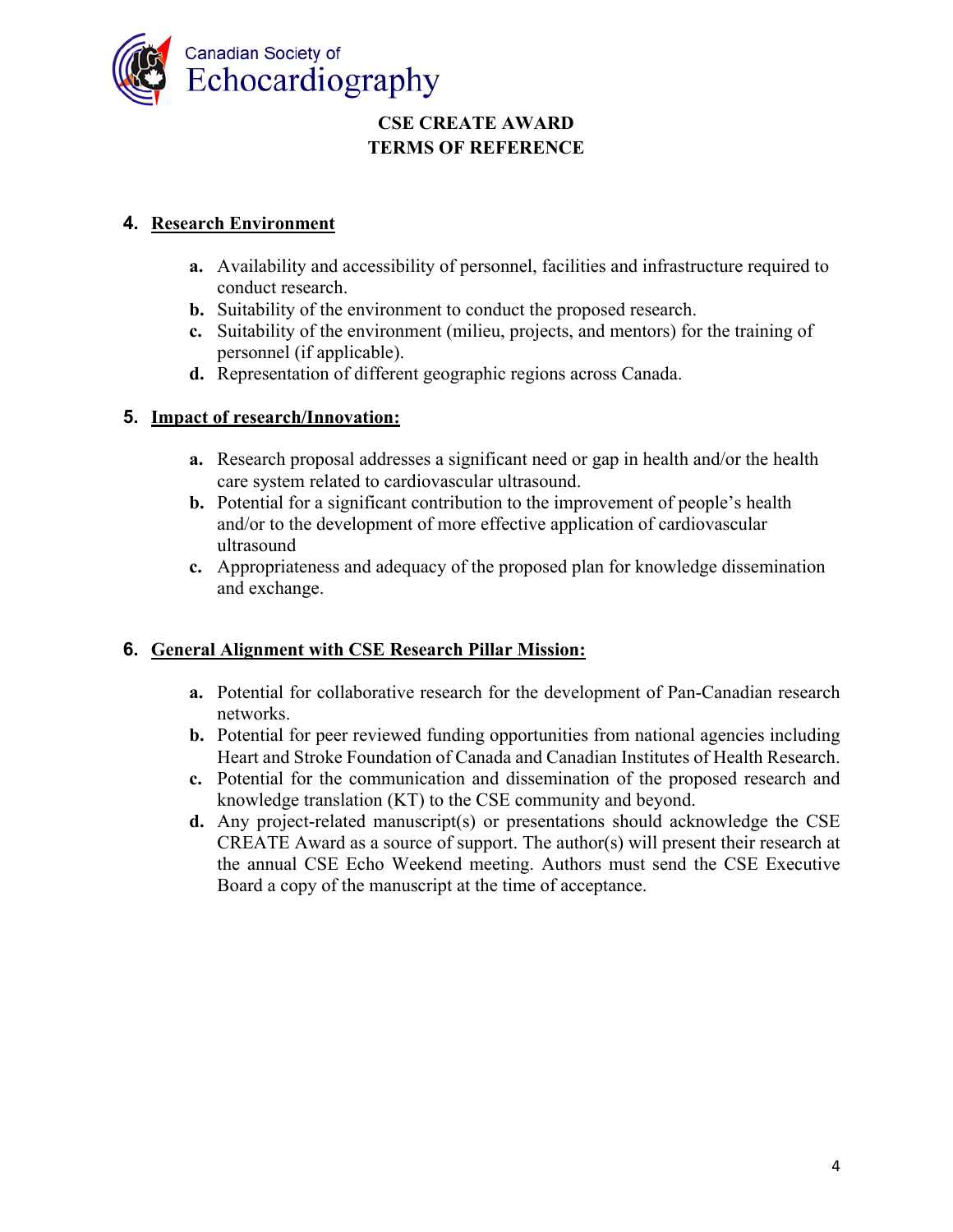Canadian Society of Echocardiography

**CSE CREATE AWARD**
**TERMS OF REFERENCE**

4. **Research Environment**

   a. Availability and accessibility of personnel, facilities and infrastructure required to conduct research.
   b. Suitability of the environment to conduct the proposed research.
   c. Suitability of the environment (milieu, projects, and mentors) for the training of personnel (if applicable).
   d. Representation of different geographic regions across Canada.

5. **Impact of research/Innovation:**

   a. Research proposal addresses a significant need or gap in health and/or the health care system related to cardiovascular ultrasound.
   b. Potential for a significant contribution to the improvement of people's health and/or to the development of more effective application of cardiovascular ultrasound
   c. Appropriateness and adequacy of the proposed plan for knowledge dissemination and exchange.

6. **General Alignment with CSE Research Pillar Mission:**

   a. Potential for collaborative research for the development of Pan-Canadian research networks.
   b. Potential for peer reviewed funding opportunities from national agencies including Heart and Stroke Foundation of Canada and Canadian Institutes of Health Research.
   c. Potential for the communication and dissemination of the proposed research and knowledge translation (KT) to the CSE community and beyond.
   d. Any project-related manuscript(s) or presentations should acknowledge the CSE CREATE Award as a source of support. The author(s) will present their research at the annual CSE Echo Weekend meeting. Authors must send the CSE Executive Board a copy of the manuscript at the time of acceptance.